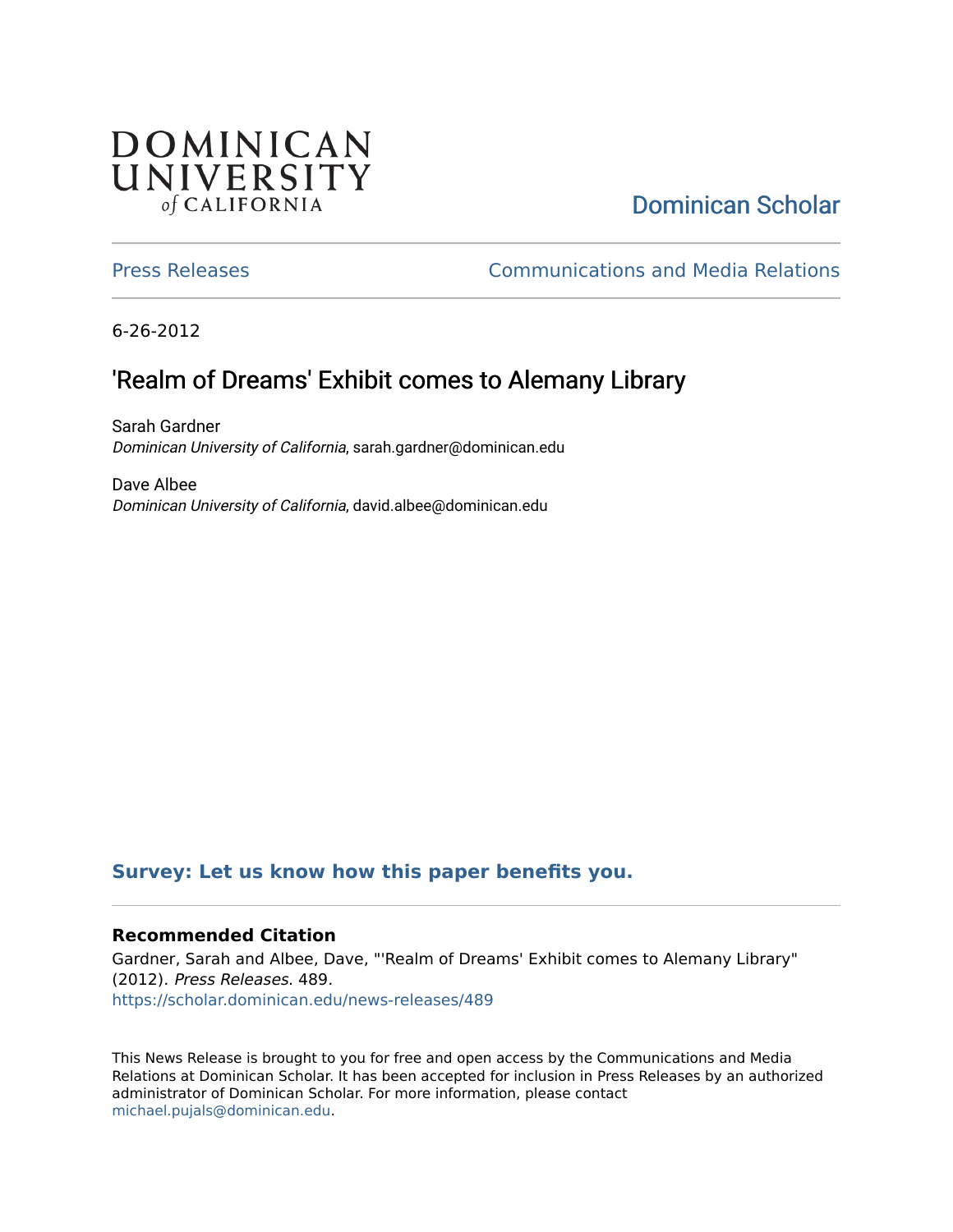DOMINICAN UNIVERSITY *of* CALIFORNIA

Dominican Scholar

Press Releases

Communications and Media Relations

6-26-2012

# 'Realm of Dreams' Exhibit comes to Alemany Library

Sarah Gardner
*Dominican University of California*, sarah.gardner@dominican.edu

Dave Albee
*Dominican University of California*, david.albee@dominican.edu

**Survey: Let us know how this paper benefits you.**

### Recommended Citation

Gardner, Sarah and Albee, Dave, "'Realm of Dreams' Exhibit comes to Alemany Library" (2012). *Press Releases*. 489.
https://scholar.dominican.edu/news-releases/489

This News Release is brought to you for free and open access by the Communications and Media Relations at Dominican Scholar. It has been accepted for inclusion in Press Releases by an authorized administrator of Dominican Scholar. For more information, please contact michael.pujals@dominican.edu.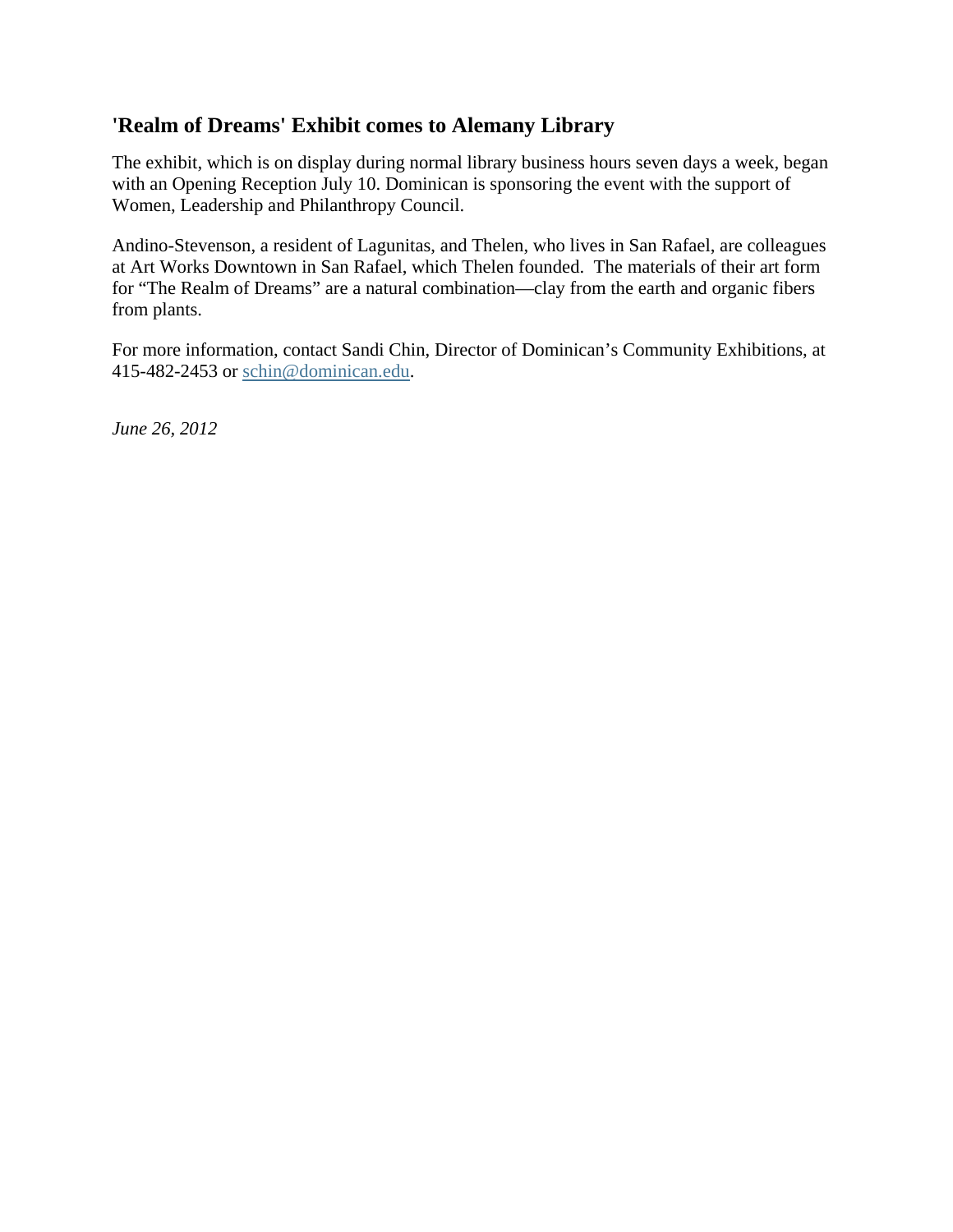## 'Realm of Dreams' Exhibit comes to Alemany Library

The exhibit, which is on display during normal library business hours seven days a week, began with an Opening Reception July 10. Dominican is sponsoring the event with the support of Women, Leadership and Philanthropy Council.

Andino-Stevenson, a resident of Lagunitas, and Thelen, who lives in San Rafael, are colleagues at Art Works Downtown in San Rafael, which Thelen founded. The materials of their art form for "The Realm of Dreams" are a natural combination—clay from the earth and organic fibers from plants.

For more information, contact Sandi Chin, Director of Dominican's Community Exhibitions, at 415-482-2453 or schin@dominican.edu.

*June 26, 2012*